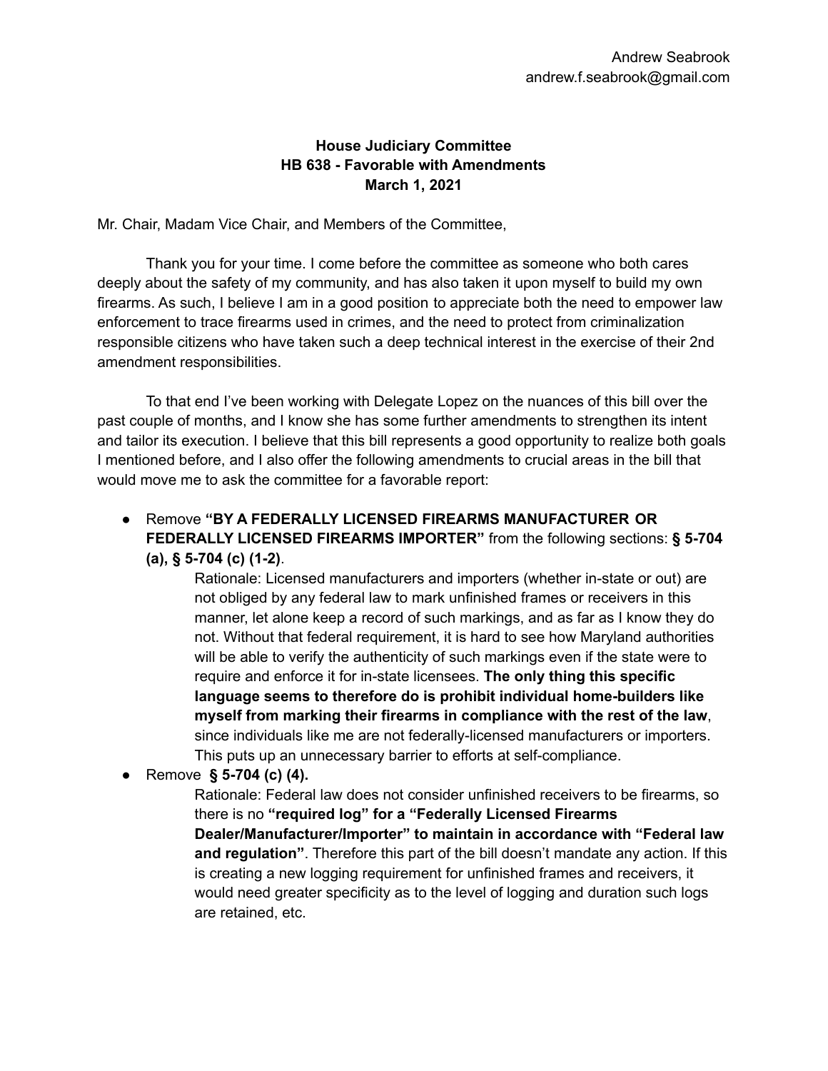Andrew Seabrook
andrew.f.seabrook@gmail.com

**House Judiciary Committee**
**HB 638 - Favorable with Amendments**
**March 1, 2021**

Mr. Chair, Madam Vice Chair, and Members of the Committee,

Thank you for your time. I come before the committee as someone who both cares deeply about the safety of my community, and has also taken it upon myself to build my own firearms. As such, I believe I am in a good position to appreciate both the need to empower law enforcement to trace firearms used in crimes, and the need to protect from criminalization responsible citizens who have taken such a deep technical interest in the exercise of their 2nd amendment responsibilities.

To that end I've been working with Delegate Lopez on the nuances of this bill over the past couple of months, and I know she has some further amendments to strengthen its intent and tailor its execution. I believe that this bill represents a good opportunity to realize both goals I mentioned before, and I also offer the following amendments to crucial areas in the bill that would move me to ask the committee for a favorable report:

- Remove **"BY A FEDERALLY LICENSED FIREARMS MANUFACTURER OR FEDERALLY LICENSED FIREARMS IMPORTER"** from the following sections: **§ 5-704 (a), § 5-704 (c) (1-2)**.

  Rationale: Licensed manufacturers and importers (whether in-state or out) are not obliged by any federal law to mark unfinished frames or receivers in this manner, let alone keep a record of such markings, and as far as I know they do not. Without that federal requirement, it is hard to see how Maryland authorities will be able to verify the authenticity of such markings even if the state were to require and enforce it for in-state licensees. **The only thing this specific language seems to therefore do is prohibit individual home-builders like myself from marking their firearms in compliance with the rest of the law**, since individuals like me are not federally-licensed manufacturers or importers. This puts up an unnecessary barrier to efforts at self-compliance.

- Remove **§ 5-704 (c) (4).**

  Rationale: Federal law does not consider unfinished receivers to be firearms, so there is no **"required log" for a "Federally Licensed Firearms Dealer/Manufacturer/Importer" to maintain in accordance with "Federal law and regulation"**. Therefore this part of the bill doesn't mandate any action. If this is creating a new logging requirement for unfinished frames and receivers, it would need greater specificity as to the level of logging and duration such logs are retained, etc.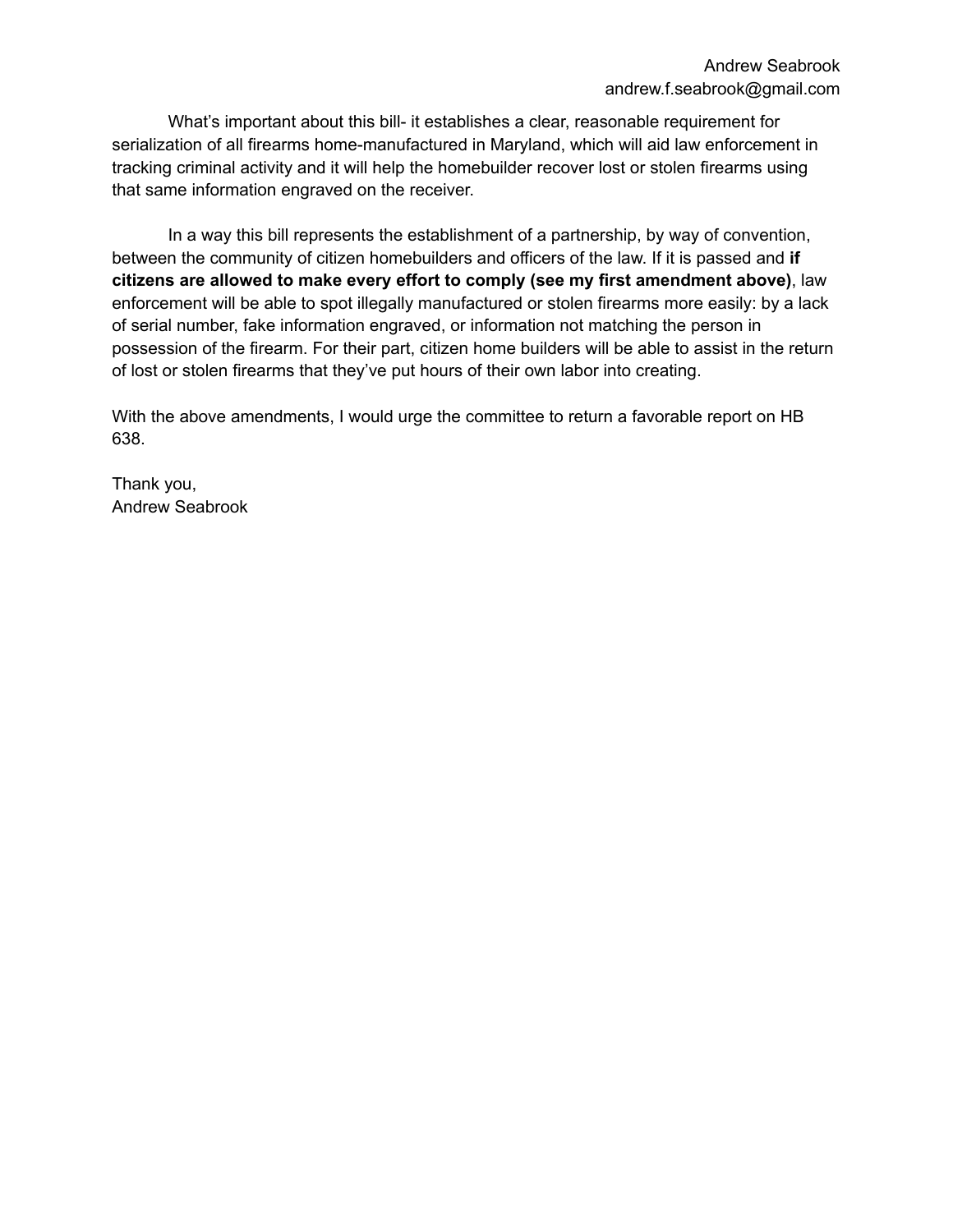Andrew Seabrook
andrew.f.seabrook@gmail.com

What's important about this bill- it establishes a clear, reasonable requirement for serialization of all firearms home-manufactured in Maryland, which will aid law enforcement in tracking criminal activity and it will help the homebuilder recover lost or stolen firearms using that same information engraved on the receiver.

In a way this bill represents the establishment of a partnership, by way of convention, between the community of citizen homebuilders and officers of the law. If it is passed and **if citizens are allowed to make every effort to comply (see my first amendment above)**, law enforcement will be able to spot illegally manufactured or stolen firearms more easily: by a lack of serial number, fake information engraved, or information not matching the person in possession of the firearm. For their part, citizen home builders will be able to assist in the return of lost or stolen firearms that they've put hours of their own labor into creating.

With the above amendments, I would urge the committee to return a favorable report on HB 638.

Thank you,
Andrew Seabrook